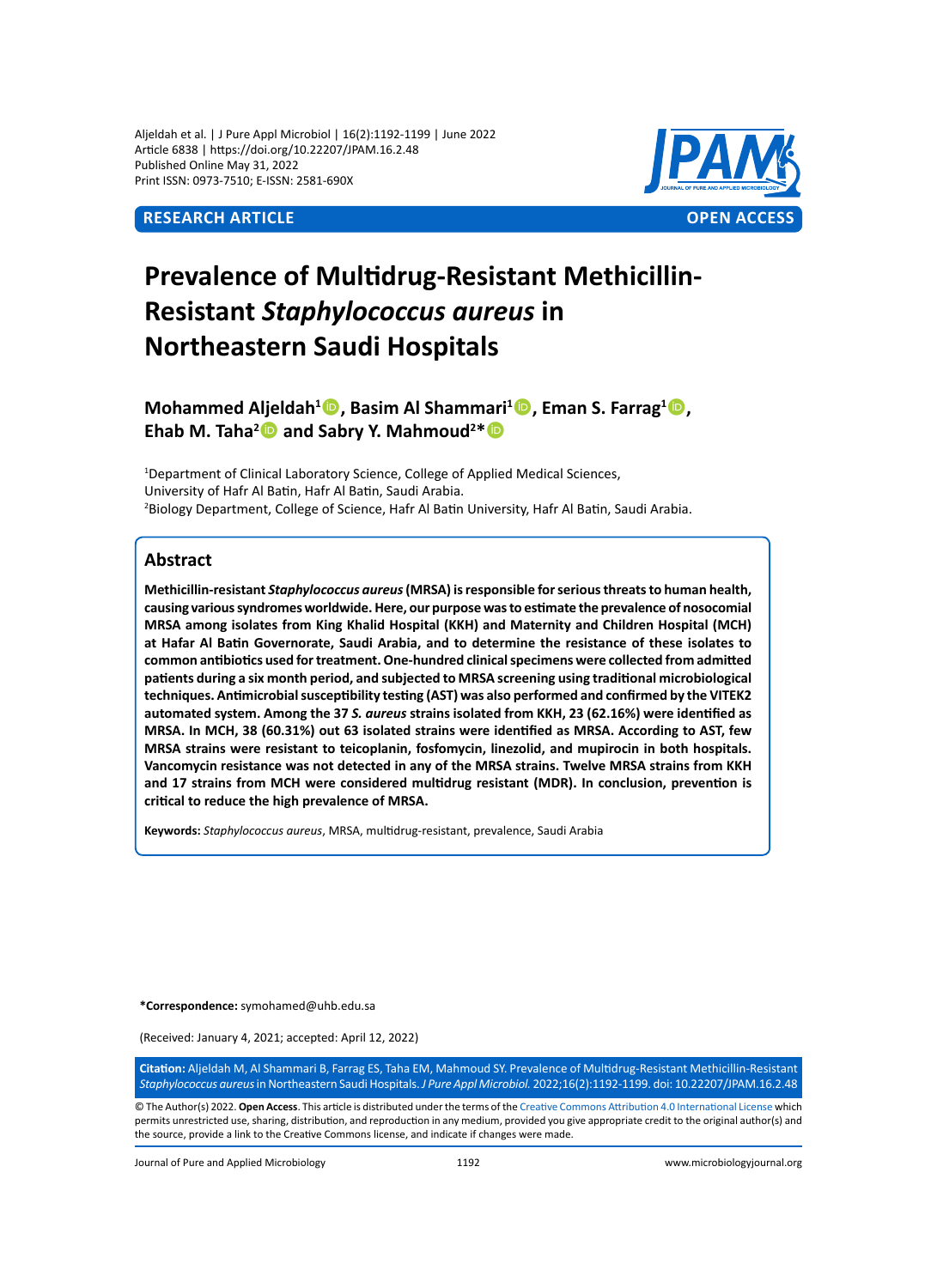RESEARCH ARTICLE

OPEN ACCESS

# Prevalence of Multidrug-Resistant Methicillin-Resistant *Staphylococcus aureus* in Northeastern Saudi Hospitals

**Mohammed Aljeldah[1], Basim Al Shammari[1], Eman S. Farrag[1], Ehab M. Taha[2] and Sabry Y. Mahmoud[2]***

[1]Department of Clinical Laboratory Science, College of Applied Medical Sciences, University of Hafr Al Batin, Hafr Al Batin, Saudi Arabia.
[2]Biology Department, College of Science, Hafr Al Batin University, Hafr Al Batin, Saudi Arabia.

## Abstract

**Methicillin-resistant *Staphylococcus aureus* (MRSA) is responsible for serious threats to human health, causing various syndromes worldwide. Here, our purpose was to estimate the prevalence of nosocomial MRSA among isolates from King Khalid Hospital (KKH) and Maternity and Children Hospital (MCH) at Hafar Al Batin Governorate, Saudi Arabia, and to determine the resistance of these isolates to common antibiotics used for treatment. One-hundred clinical specimens were collected from admitted patients during a six month period, and subjected to MRSA screening using traditional microbiological techniques. Antimicrobial susceptibility testing (AST) was also performed and confirmed by the VITEK2 automated system. Among the 37 *S. aureus* strains isolated from KKH, 23 (62.16%) were identified as MRSA. In MCH, 38 (60.31%) out 63 isolated strains were identified as MRSA. According to AST, few MRSA strains were resistant to teicoplanin, fosfomycin, linezolid, and mupirocin in both hospitals. Vancomycin resistance was not detected in any of the MRSA strains. Twelve MRSA strains from KKH and 17 strains from MCH were considered multidrug resistant (MDR). In conclusion, prevention is critical to reduce the high prevalence of MRSA.**

**Keywords:** *Staphylococcus aureus*, MRSA, multidrug-resistant, prevalence, Saudi Arabia

***Correspondence:** symohamed@uhb.edu.sa

(Received: January 4, 2021; accepted: April 12, 2022)

**Citation:** Aljeldah M, Al Shammari B, Farrag ES, Taha EM, Mahmoud SY. Prevalence of Multidrug-Resistant Methicillin-Resistant *Staphylococcus aureus* in Northeastern Saudi Hospitals. *J Pure Appl Microbiol.* 2022;16(2):1192-1199. doi: 10.22207/JPAM.16.2.48

© The Author(s) 2022. **Open Access**. This article is distributed under the terms of the Creative Commons Attribution 4.0 International License which permits unrestricted use, sharing, distribution, and reproduction in any medium, provided you give appropriate credit to the original author(s) and the source, provide a link to the Creative Commons license, and indicate if changes were made.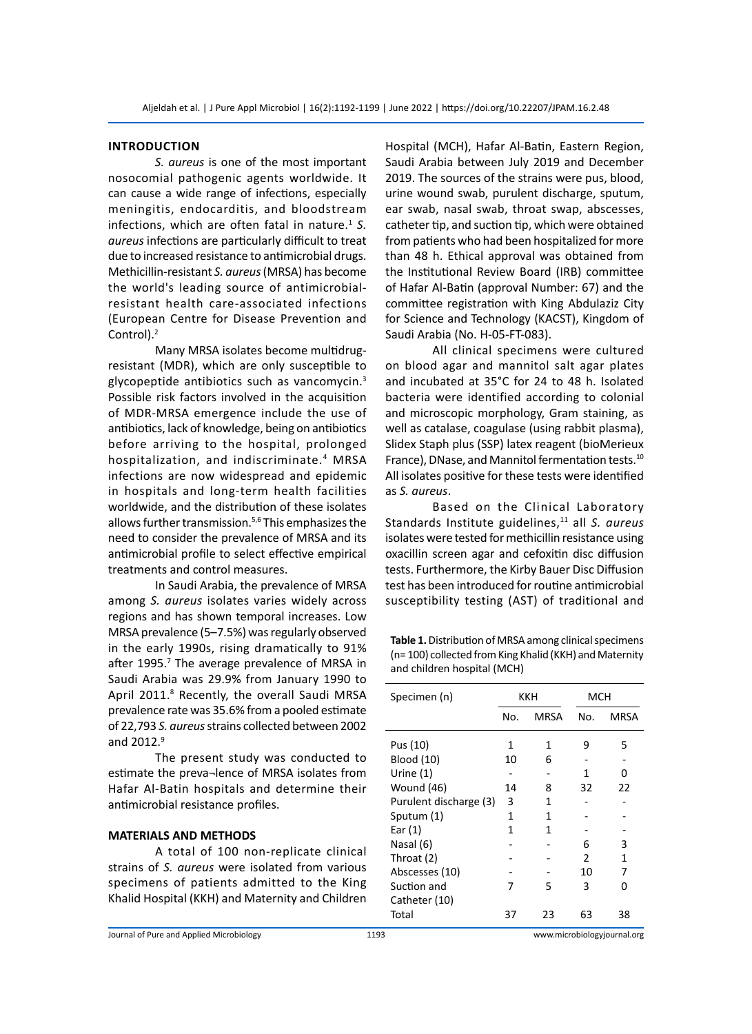## INTRODUCTION

*S. aureus* is one of the most important nosocomial pathogenic agents worldwide. It can cause a wide range of infections, especially meningitis, endocarditis, and bloodstream infections, which are often fatal in nature.[1] *S. aureus* infections are particularly difficult to treat due to increased resistance to antimicrobial drugs. Methicillin-resistant *S. aureus* (MRSA) has become the world's leading source of antimicrobial-resistant health care-associated infections (European Centre for Disease Prevention and Control).[2]

Many MRSA isolates become multidrug-resistant (MDR), which are only susceptible to glycopeptide antibiotics such as vancomycin.[3] Possible risk factors involved in the acquisition of MDR-MRSA emergence include the use of antibiotics, lack of knowledge, being on antibiotics before arriving to the hospital, prolonged hospitalization, and indiscriminate.[4] MRSA infections are now widespread and epidemic in hospitals and long-term health facilities worldwide, and the distribution of these isolates allows further transmission.[5,6] This emphasizes the need to consider the prevalence of MRSA and its antimicrobial profile to select effective empirical treatments and control measures.

In Saudi Arabia, the prevalence of MRSA among *S. aureus* isolates varies widely across regions and has shown temporal increases. Low MRSA prevalence (5–7.5%) was regularly observed in the early 1990s, rising dramatically to 91% after 1995.[7] The average prevalence of MRSA in Saudi Arabia was 29.9% from January 1990 to April 2011.[8] Recently, the overall Saudi MRSA prevalence rate was 35.6% from a pooled estimate of 22,793 *S. aureus* strains collected between 2002 and 2012.[9]

The present study was conducted to estimate the preva¬lence of MRSA isolates from Hafar Al-Batin hospitals and determine their antimicrobial resistance profiles.

## MATERIALS AND METHODS

A total of 100 non-replicate clinical strains of *S. aureus* were isolated from various specimens of patients admitted to the King Khalid Hospital (KKH) and Maternity and Children Hospital (MCH), Hafar Al-Batin, Eastern Region, Saudi Arabia between July 2019 and December 2019. The sources of the strains were pus, blood, urine wound swab, purulent discharge, sputum, ear swab, nasal swab, throat swap, abscesses, catheter tip, and suction tip, which were obtained from patients who had been hospitalized for more than 48 h. Ethical approval was obtained from the Institutional Review Board (IRB) committee of Hafar Al-Batin (approval Number: 67) and the committee registration with King Abdulaziz City for Science and Technology (KACST), Kingdom of Saudi Arabia (No. H-05-FT-083).

All clinical specimens were cultured on blood agar and mannitol salt agar plates and incubated at 35°C for 24 to 48 h. Isolated bacteria were identified according to colonial and microscopic morphology, Gram staining, as well as catalase, coagulase (using rabbit plasma), Slidex Staph plus (SSP) latex reagent (bioMerieux France), DNase, and Mannitol fermentation tests.[10] All isolates positive for these tests were identified as *S. aureus*.

Based on the Clinical Laboratory Standards Institute guidelines,[11] all *S. aureus* isolates were tested for methicillin resistance using oxacillin screen agar and cefoxitin disc diffusion tests. Furthermore, the Kirby Bauer Disc Diffusion test has been introduced for routine antimicrobial susceptibility testing (AST) of traditional and

**Table 1.** Distribution of MRSA among clinical specimens (n= 100) collected from King Khalid (KKH) and Maternity and children hospital (MCH)

| Specimen (n) | KKH | | MCH | |
|---|---|---|---|---|
| | No. | MRSA | No. | MRSA |
| Pus (10) | 1 | 1 | 9 | 5 |
| Blood (10) | 10 | 6 | - | - |
| Urine (1) | - | - | 1 | 0 |
| Wound (46) | 14 | 8 | 32 | 22 |
| Purulent discharge (3) | 3 | 1 | - | - |
| Sputum (1) | 1 | 1 | - | - |
| Ear (1) | 1 | 1 | - | - |
| Nasal (6) | - | - | 6 | 3 |
| Throat (2) | - | - | 2 | 1 |
| Abscesses (10) | - | - | 10 | 7 |
| Suction and Catheter (10) | 7 | 5 | 3 | 0 |
| Total | 37 | 23 | 63 | 38 |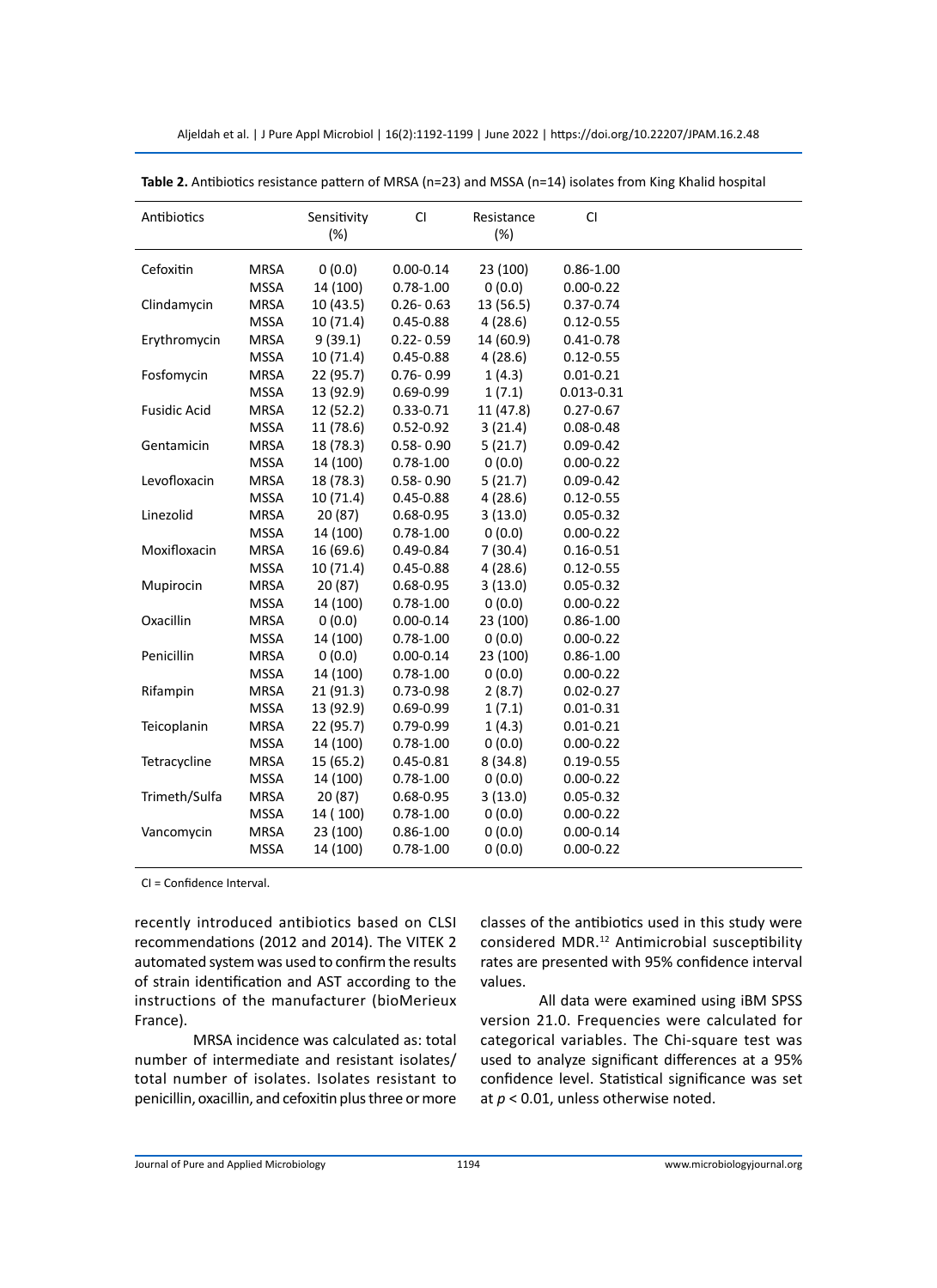**Table 2.** Antibiotics resistance pattern of MRSA (n=23) and MSSA (n=14) isolates from King Khalid hospital

| Antibiotics | | Sensitivity (%) | CI | Resistance (%) | CI |
|---|---|---|---|---|---|
| Cefoxitin | MRSA | 0 (0.0) | 0.00-0.14 | 23 (100) | 0.86-1.00 |
| | MSSA | 14 (100) | 0.78-1.00 | 0 (0.0) | 0.00-0.22 |
| Clindamycin | MRSA | 10 (43.5) | 0.26- 0.63 | 13 (56.5) | 0.37-0.74 |
| | MSSA | 10 (71.4) | 0.45-0.88 | 4 (28.6) | 0.12-0.55 |
| Erythromycin | MRSA | 9 (39.1) | 0.22- 0.59 | 14 (60.9) | 0.41-0.78 |
| | MSSA | 10 (71.4) | 0.45-0.88 | 4 (28.6) | 0.12-0.55 |
| Fosfomycin | MRSA | 22 (95.7) | 0.76- 0.99 | 1 (4.3) | 0.01-0.21 |
| | MSSA | 13 (92.9) | 0.69-0.99 | 1 (7.1) | 0.013-0.31 |
| Fusidic Acid | MRSA | 12 (52.2) | 0.33-0.71 | 11 (47.8) | 0.27-0.67 |
| | MSSA | 11 (78.6) | 0.52-0.92 | 3 (21.4) | 0.08-0.48 |
| Gentamicin | MRSA | 18 (78.3) | 0.58- 0.90 | 5 (21.7) | 0.09-0.42 |
| | MSSA | 14 (100) | 0.78-1.00 | 0 (0.0) | 0.00-0.22 |
| Levofloxacin | MRSA | 18 (78.3) | 0.58- 0.90 | 5 (21.7) | 0.09-0.42 |
| | MSSA | 10 (71.4) | 0.45-0.88 | 4 (28.6) | 0.12-0.55 |
| Linezolid | MRSA | 20 (87) | 0.68-0.95 | 3 (13.0) | 0.05-0.32 |
| | MSSA | 14 (100) | 0.78-1.00 | 0 (0.0) | 0.00-0.22 |
| Moxifloxacin | MRSA | 16 (69.6) | 0.49-0.84 | 7 (30.4) | 0.16-0.51 |
| | MSSA | 10 (71.4) | 0.45-0.88 | 4 (28.6) | 0.12-0.55 |
| Mupirocin | MRSA | 20 (87) | 0.68-0.95 | 3 (13.0) | 0.05-0.32 |
| | MSSA | 14 (100) | 0.78-1.00 | 0 (0.0) | 0.00-0.22 |
| Oxacillin | MRSA | 0 (0.0) | 0.00-0.14 | 23 (100) | 0.86-1.00 |
| | MSSA | 14 (100) | 0.78-1.00 | 0 (0.0) | 0.00-0.22 |
| Penicillin | MRSA | 0 (0.0) | 0.00-0.14 | 23 (100) | 0.86-1.00 |
| | MSSA | 14 (100) | 0.78-1.00 | 0 (0.0) | 0.00-0.22 |
| Rifampin | MRSA | 21 (91.3) | 0.73-0.98 | 2 (8.7) | 0.02-0.27 |
| | MSSA | 13 (92.9) | 0.69-0.99 | 1 (7.1) | 0.01-0.31 |
| Teicoplanin | MRSA | 22 (95.7) | 0.79-0.99 | 1 (4.3) | 0.01-0.21 |
| | MSSA | 14 (100) | 0.78-1.00 | 0 (0.0) | 0.00-0.22 |
| Tetracycline | MRSA | 15 (65.2) | 0.45-0.81 | 8 (34.8) | 0.19-0.55 |
| | MSSA | 14 (100) | 0.78-1.00 | 0 (0.0) | 0.00-0.22 |
| Trimeth/Sulfa | MRSA | 20 (87) | 0.68-0.95 | 3 (13.0) | 0.05-0.32 |
| | MSSA | 14 ( 100) | 0.78-1.00 | 0 (0.0) | 0.00-0.22 |
| Vancomycin | MRSA | 23 (100) | 0.86-1.00 | 0 (0.0) | 0.00-0.14 |
| | MSSA | 14 (100) | 0.78-1.00 | 0 (0.0) | 0.00-0.22 |

CI = Confidence Interval.

recently introduced antibiotics based on CLSI recommendations (2012 and 2014). The VITEK 2 automated system was used to confirm the results of strain identification and AST according to the instructions of the manufacturer (bioMerieux France).

MRSA incidence was calculated as: total number of intermediate and resistant isolates/ total number of isolates. Isolates resistant to penicillin, oxacillin, and cefoxitin plus three or more classes of the antibiotics used in this study were considered MDR.[12] Antimicrobial susceptibility rates are presented with 95% confidence interval values.

All data were examined using iBM SPSS version 21.0. Frequencies were calculated for categorical variables. The Chi-square test was used to analyze significant differences at a 95% confidence level. Statistical significance was set at $p < 0.01$, unless otherwise noted.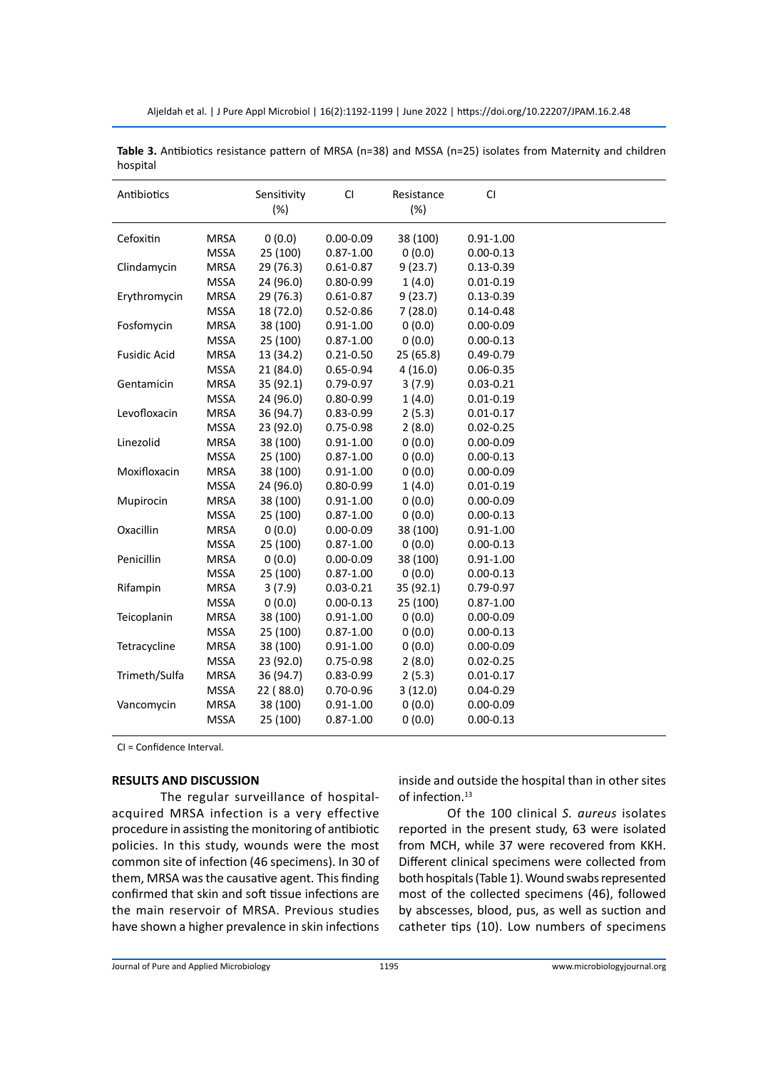**Table 3.** Antibiotics resistance pattern of MRSA (n=38) and MSSA (n=25) isolates from Maternity and children hospital

| Antibiotics | | Sensitivity (%) | CI | Resistance (%) | CI |
|---|---|---|---|---|---|
| Cefoxitin | MRSA | 0 (0.0) | 0.00-0.09 | 38 (100) | 0.91-1.00 |
| | MSSA | 25 (100) | 0.87-1.00 | 0 (0.0) | 0.00-0.13 |
| Clindamycin | MRSA | 29 (76.3) | 0.61-0.87 | 9 (23.7) | 0.13-0.39 |
| | MSSA | 24 (96.0) | 0.80-0.99 | 1 (4.0) | 0.01-0.19 |
| Erythromycin | MRSA | 29 (76.3) | 0.61-0.87 | 9 (23.7) | 0.13-0.39 |
| | MSSA | 18 (72.0) | 0.52-0.86 | 7 (28.0) | 0.14-0.48 |
| Fosfomycin | MRSA | 38 (100) | 0.91-1.00 | 0 (0.0) | 0.00-0.09 |
| | MSSA | 25 (100) | 0.87-1.00 | 0 (0.0) | 0.00-0.13 |
| Fusidic Acid | MRSA | 13 (34.2) | 0.21-0.50 | 25 (65.8) | 0.49-0.79 |
| | MSSA | 21 (84.0) | 0.65-0.94 | 4 (16.0) | 0.06-0.35 |
| Gentamicin | MRSA | 35 (92.1) | 0.79-0.97 | 3 (7.9) | 0.03-0.21 |
| | MSSA | 24 (96.0) | 0.80-0.99 | 1 (4.0) | 0.01-0.19 |
| Levofloxacin | MRSA | 36 (94.7) | 0.83-0.99 | 2 (5.3) | 0.01-0.17 |
| | MSSA | 23 (92.0) | 0.75-0.98 | 2 (8.0) | 0.02-0.25 |
| Linezolid | MRSA | 38 (100) | 0.91-1.00 | 0 (0.0) | 0.00-0.09 |
| | MSSA | 25 (100) | 0.87-1.00 | 0 (0.0) | 0.00-0.13 |
| Moxifloxacin | MRSA | 38 (100) | 0.91-1.00 | 0 (0.0) | 0.00-0.09 |
| | MSSA | 24 (96.0) | 0.80-0.99 | 1 (4.0) | 0.01-0.19 |
| Mupirocin | MRSA | 38 (100) | 0.91-1.00 | 0 (0.0) | 0.00-0.09 |
| | MSSA | 25 (100) | 0.87-1.00 | 0 (0.0) | 0.00-0.13 |
| Oxacillin | MRSA | 0 (0.0) | 0.00-0.09 | 38 (100) | 0.91-1.00 |
| | MSSA | 25 (100) | 0.87-1.00 | 0 (0.0) | 0.00-0.13 |
| Penicillin | MRSA | 0 (0.0) | 0.00-0.09 | 38 (100) | 0.91-1.00 |
| | MSSA | 25 (100) | 0.87-1.00 | 0 (0.0) | 0.00-0.13 |
| Rifampin | MRSA | 3 (7.9) | 0.03-0.21 | 35 (92.1) | 0.79-0.97 |
| | MSSA | 0 (0.0) | 0.00-0.13 | 25 (100) | 0.87-1.00 |
| Teicoplanin | MRSA | 38 (100) | 0.91-1.00 | 0 (0.0) | 0.00-0.09 |
| | MSSA | 25 (100) | 0.87-1.00 | 0 (0.0) | 0.00-0.13 |
| Tetracycline | MRSA | 38 (100) | 0.91-1.00 | 0 (0.0) | 0.00-0.09 |
| | MSSA | 23 (92.0) | 0.75-0.98 | 2 (8.0) | 0.02-0.25 |
| Trimeth/Sulfa | MRSA | 36 (94.7) | 0.83-0.99 | 2 (5.3) | 0.01-0.17 |
| | MSSA | 22 ( 88.0) | 0.70-0.96 | 3 (12.0) | 0.04-0.29 |
| Vancomycin | MRSA | 38 (100) | 0.91-1.00 | 0 (0.0) | 0.00-0.09 |
| | MSSA | 25 (100) | 0.87-1.00 | 0 (0.0) | 0.00-0.13 |

CI = Confidence Interval.

## RESULTS AND DISCUSSION

The regular surveillance of hospital-acquired MRSA infection is a very effective procedure in assisting the monitoring of antibiotic policies. In this study, wounds were the most common site of infection (46 specimens). In 30 of them, MRSA was the causative agent. This finding confirmed that skin and soft tissue infections are the main reservoir of MRSA. Previous studies have shown a higher prevalence in skin infections inside and outside the hospital than in other sites of infection.[13]

Of the 100 clinical *S. aureus* isolates reported in the present study, 63 were isolated from MCH, while 37 were recovered from KKH. Different clinical specimens were collected from both hospitals (Table 1). Wound swabs represented most of the collected specimens (46), followed by abscesses, blood, pus, as well as suction and catheter tips (10). Low numbers of specimens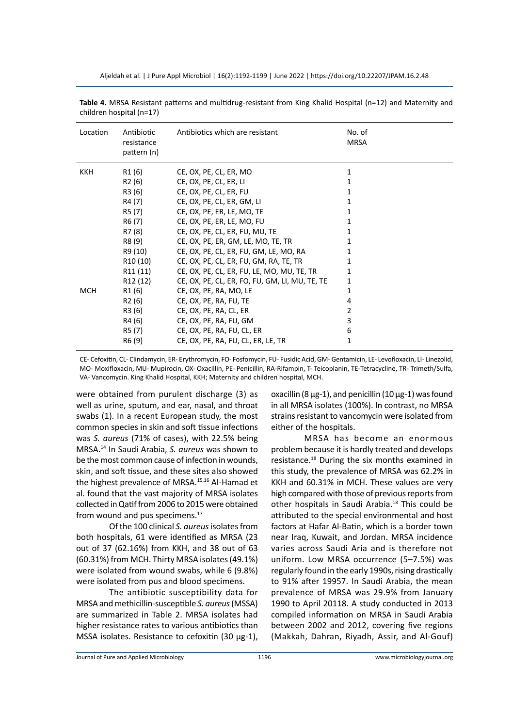**Table 4.** MRSA Resistant patterns and multidrug-resistant from King Khalid Hospital (n=12) and Maternity and children hospital (n=17)

| Location | Antibiotic resistance pattern (n) | Antibiotics which are resistant | No. of MRSA |
|---|---|---|---|
| KKH | R1 (6) | CE, OX, PE, CL, ER, MO | 1 |
| | R2 (6) | CE, OX, PE, CL, ER, LI | 1 |
| | R3 (6) | CE, OX, PE, CL, ER, FU | 1 |
| | R4 (7) | CE, OX, PE, CL, ER, GM, LI | 1 |
| | R5 (7) | CE, OX, PE, ER, LE, MO, TE | 1 |
| | R6 (7) | CE, OX, PE, ER, LE, MO, FU | 1 |
| | R7 (8) | CE, OX, PE, CL, ER, FU, MU, TE | 1 |
| | R8 (9) | CE, OX, PE, ER, GM, LE, MO, TE, TR | 1 |
| | R9 (10) | CE, OX, PE, CL, ER, FU, GM, LE, MO, RA | 1 |
| | R10 (10) | CE, OX, PE, CL, ER, FU, GM, RA, TE, TR | 1 |
| | R11 (11) | CE, OX, PE, CL, ER, FU, LE, MO, MU, TE, TR | 1 |
| | R12 (12) | CE, OX, PE, CL, ER, FO, FU, GM, LI, MU, TE, TE | 1 |
| MCH | R1 (6) | CE, OX, PE, RA, MO, LE | 1 |
| | R2 (6) | CE, OX, PE, RA, FU, TE | 4 |
| | R3 (6) | CE, OX, PE, RA, CL, ER | 2 |
| | R4 (6) | CE, OX, PE, RA, FU, GM | 3 |
| | R5 (7) | CE, OX, PE, RA, FU, CL, ER | 6 |
| | R6 (9) | CE, OX, PE, RA, FU, CL, ER, LE, TR | 1 |

CE- Cefoxitin, CL- Clindamycin, ER- Erythromycin, FO- Fosfomycin, FU- Fusidic Acid, GM- Gentamicin, LE- Levofloxacin, LI- Linezolid, MO- Moxifloxacin, MU- Mupirocin, OX- Oxacillin, PE- Penicillin, RA-Rifampin, T- Teicoplanin, TE-Tetracycline, TR- Trimeth/Sulfa, VA- Vancomycin. King Khalid Hospital, KKH; Maternity and children hospital, MCH.

were obtained from purulent discharge (3) as well as urine, sputum, and ear, nasal, and throat swabs (1). In a recent European study, the most common species in skin and soft tissue infections was *S. aureus* (71% of cases), with 22.5% being MRSA.[14] In Saudi Arabia, *S. aureus* was shown to be the most common cause of infection in wounds, skin, and soft tissue, and these sites also showed the highest prevalence of MRSA.[15,16] Al-Hamad et al. found that the vast majority of MRSA isolates collected in Qatif from 2006 to 2015 were obtained from wound and pus specimens.[17]

Of the 100 clinical *S. aureus* isolates from both hospitals, 61 were identified as MRSA (23 out of 37 (62.16%) from KKH, and 38 out of 63 (60.31%) from MCH. Thirty MRSA isolates (49.1%) were isolated from wound swabs, while 6 (9.8%) were isolated from pus and blood specimens.

The antibiotic susceptibility data for MRSA and methicillin-susceptible *S. aureus* (MSSA) are summarized in Table 2. MRSA isolates had higher resistance rates to various antibiotics than MSSA isolates. Resistance to cefoxitin (30 µg-1), oxacillin (8 µg-1), and penicillin (10 µg-1) was found in all MRSA isolates (100%). In contrast, no MRSA strains resistant to vancomycin were isolated from either of the hospitals.

MRSA has become an enormous problem because it is hardly treated and develops resistance.[18] During the six months examined in this study, the prevalence of MRSA was 62.2% in KKH and 60.31% in MCH. These values are very high compared with those of previous reports from other hospitals in Saudi Arabia.[18] This could be attributed to the special environmental and host factors at Hafar Al-Batin, which is a border town near Iraq, Kuwait, and Jordan. MRSA incidence varies across Saudi Aria and is therefore not uniform. Low MRSA occurrence (5–7.5%) was regularly found in the early 1990s, rising drastically to 91% after 19957. In Saudi Arabia, the mean prevalence of MRSA was 29.9% from January 1990 to April 20118. A study conducted in 2013 compiled information on MRSA in Saudi Arabia between 2002 and 2012, covering five regions (Makkah, Dahran, Riyadh, Assir, and Al-Gouf)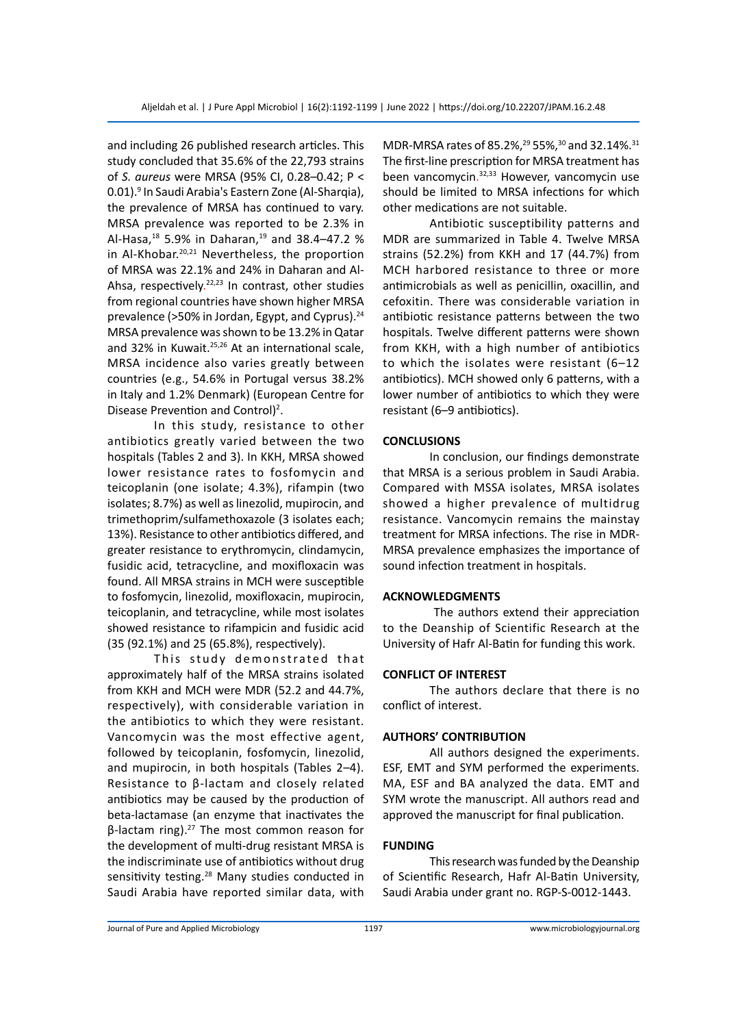and including 26 published research articles. This study concluded that 35.6% of the 22,793 strains of *S. aureus* were MRSA (95% CI, 0.28–0.42; P < 0.01).[9] In Saudi Arabia's Eastern Zone (Al-Sharqia), the prevalence of MRSA has continued to vary. MRSA prevalence was reported to be 2.3% in Al-Hasa,[18] 5.9% in Daharan,[19] and 38.4–47.2 % in Al-Khobar.[20,21] Nevertheless, the proportion of MRSA was 22.1% and 24% in Daharan and Al-Ahsa, respectively.[22,23] In contrast, other studies from regional countries have shown higher MRSA prevalence (>50% in Jordan, Egypt, and Cyprus).[24] MRSA prevalence was shown to be 13.2% in Qatar and 32% in Kuwait.[25,26] At an international scale, MRSA incidence also varies greatly between countries (e.g., 54.6% in Portugal versus 38.2% in Italy and 1.2% Denmark) (European Centre for Disease Prevention and Control)[2].

In this study, resistance to other antibiotics greatly varied between the two hospitals (Tables 2 and 3). In KKH, MRSA showed lower resistance rates to fosfomycin and teicoplanin (one isolate; 4.3%), rifampin (two isolates; 8.7%) as well as linezolid, mupirocin, and trimethoprim/sulfamethoxazole (3 isolates each; 13%). Resistance to other antibiotics differed, and greater resistance to erythromycin, clindamycin, fusidic acid, tetracycline, and moxifloxacin was found. All MRSA strains in MCH were susceptible to fosfomycin, linezolid, moxifloxacin, mupirocin, teicoplanin, and tetracycline, while most isolates showed resistance to rifampicin and fusidic acid (35 (92.1%) and 25 (65.8%), respectively).

This study demonstrated that approximately half of the MRSA strains isolated from KKH and MCH were MDR (52.2 and 44.7%, respectively), with considerable variation in the antibiotics to which they were resistant. Vancomycin was the most effective agent, followed by teicoplanin, fosfomycin, linezolid, and mupirocin, in both hospitals (Tables 2–4). Resistance to β-lactam and closely related antibiotics may be caused by the production of beta-lactamase (an enzyme that inactivates the β-lactam ring).[27] The most common reason for the development of multi-drug resistant MRSA is the indiscriminate use of antibiotics without drug sensitivity testing.[28] Many studies conducted in Saudi Arabia have reported similar data, with MDR-MRSA rates of 85.2%,[29] 55%,[30] and 32.14%.[31] The first-line prescription for MRSA treatment has been vancomycin.[32,33] However, vancomycin use should be limited to MRSA infections for which other medications are not suitable.

Antibiotic susceptibility patterns and MDR are summarized in Table 4. Twelve MRSA strains (52.2%) from KKH and 17 (44.7%) from MCH harbored resistance to three or more antimicrobials as well as penicillin, oxacillin, and cefoxitin. There was considerable variation in antibiotic resistance patterns between the two hospitals. Twelve different patterns were shown from KKH, with a high number of antibiotics to which the isolates were resistant (6–12 antibiotics). MCH showed only 6 patterns, with a lower number of antibiotics to which they were resistant (6–9 antibiotics).

## CONCLUSIONS

In conclusion, our findings demonstrate that MRSA is a serious problem in Saudi Arabia. Compared with MSSA isolates, MRSA isolates showed a higher prevalence of multidrug resistance. Vancomycin remains the mainstay treatment for MRSA infections. The rise in MDR-MRSA prevalence emphasizes the importance of sound infection treatment in hospitals.

## ACKNOWLEDGMENTS

The authors extend their appreciation to the Deanship of Scientific Research at the University of Hafr Al-Batin for funding this work.

## CONFLICT OF INTEREST

The authors declare that there is no conflict of interest.

## AUTHORS' CONTRIBUTION

All authors designed the experiments. ESF, EMT and SYM performed the experiments. MA, ESF and BA analyzed the data. EMT and SYM wrote the manuscript. All authors read and approved the manuscript for final publication.

## FUNDING

This research was funded by the Deanship of Scientific Research, Hafr Al-Batin University, Saudi Arabia under grant no. RGP-S-0012-1443.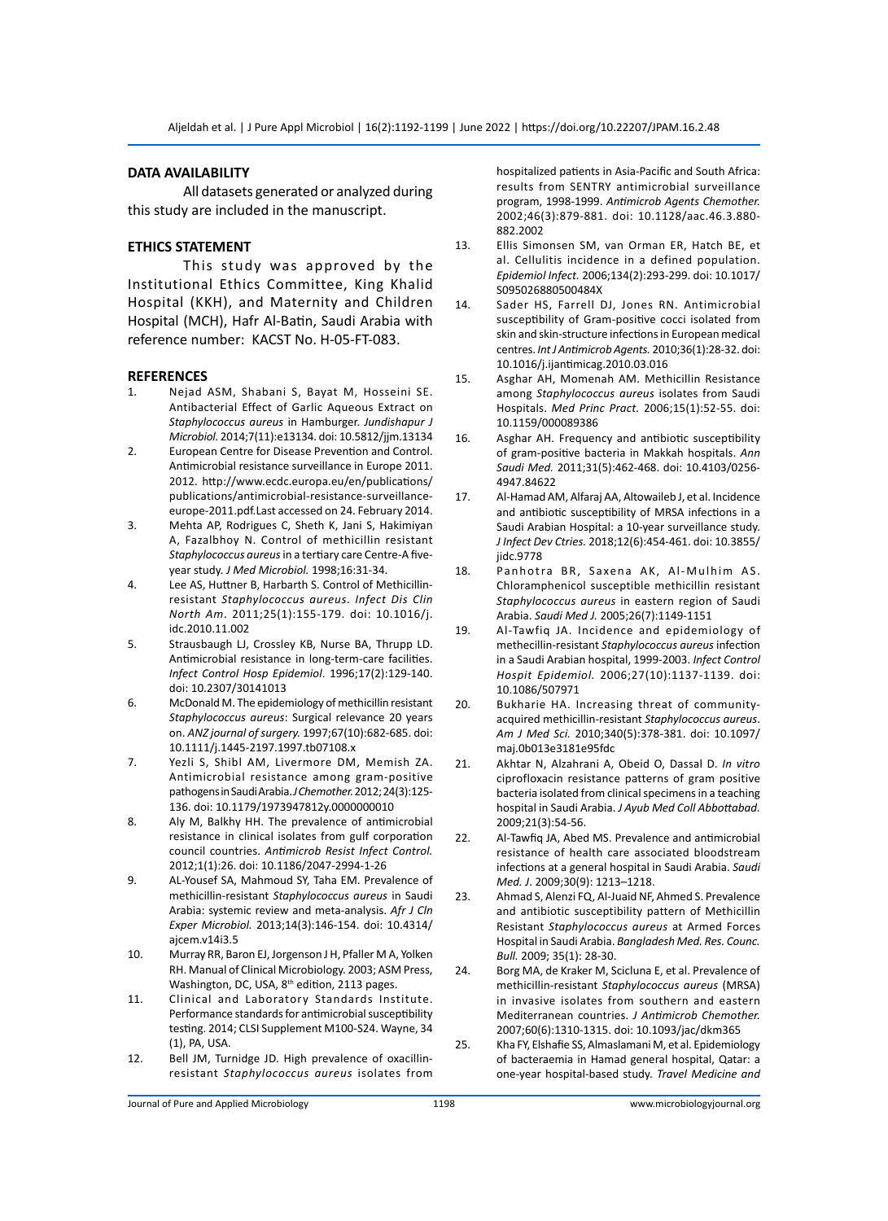## DATA AVAILABILITY

All datasets generated or analyzed during this study are included in the manuscript.

## ETHICS STATEMENT

This study was approved by the Institutional Ethics Committee, King Khalid Hospital (KKH), and Maternity and Children Hospital (MCH), Hafr Al-Batin, Saudi Arabia with reference number: KACST No. H-05-FT-083.

## REFERENCES

1. Nejad ASM, Shabani S, Bayat M, Hosseini SE. Antibacterial Effect of Garlic Aqueous Extract on *Staphylococcus aureus* in Hamburger. *Jundishapur J Microbiol.* 2014;7(11):e13134. doi: 10.5812/jjm.13134
2. European Centre for Disease Prevention and Control. Antimicrobial resistance surveillance in Europe 2011. 2012. http://www.ecdc.europa.eu/en/publications/publications/antimicrobial-resistance-surveillance-europe-2011.pdf.Last accessed on 24. February 2014.
3. Mehta AP, Rodrigues C, Sheth K, Jani S, Hakimiyan A, Fazalbhoy N. Control of methicillin resistant *Staphylococcus aureus* in a tertiary care Centre-A five-year study. *J Med Microbiol.* 1998;16:31-34.
4. Lee AS, Huttner B, Harbarth S. Control of Methicillin-resistant *Staphylococcus aureus*. *Infect Dis Clin North Am*. 2011;25(1):155-179. doi: 10.1016/j.idc.2010.11.002
5. Strausbaugh LJ, Crossley KB, Nurse BA, Thrupp LD. Antimicrobial resistance in long-term-care facilities. *Infect Control Hosp Epidemiol*. 1996;17(2):129-140. doi: 10.2307/30141013
6. McDonald M. The epidemiology of methicillin resistant *Staphylococcus aureus*: Surgical relevance 20 years on. *ANZ journal of surgery.* 1997;67(10):682-685. doi: 10.1111/j.1445-2197.1997.tb07108.x
7. Yezli S, Shibl AM, Livermore DM, Memish ZA. Antimicrobial resistance among gram-positive pathogens in Saudi Arabia. *J Chemother.* 2012; 24(3):125-136. doi: 10.1179/1973947812y.0000000010
8. Aly M, Balkhy HH. The prevalence of antimicrobial resistance in clinical isolates from gulf corporation council countries. *Antimicrob Resist Infect Control.* 2012;1(1):26. doi: 10.1186/2047-2994-1-26
9. AL-Yousef SA, Mahmoud SY, Taha EM. Prevalence of methicillin-resistant *Staphylococcus aureus* in Saudi Arabia: systemic review and meta-analysis. *Afr J Cln Exper Microbiol.* 2013;14(3):146-154. doi: 10.4314/ajcem.v14i3.5
10. Murray RR, Baron EJ, Jorgenson J H, Pfaller M A, Yolken RH. Manual of Clinical Microbiology. 2003; ASM Press, Washington, DC, USA, 8th edition, 2113 pages.
11. Clinical and Laboratory Standards Institute. Performance standards for antimicrobial susceptibility testing. 2014; CLSI Supplement M100-S24. Wayne, 34 (1), PA, USA.
12. Bell JM, Turnidge JD. High prevalence of oxacillin-resistant *Staphylococcus aureus* isolates from hospitalized patients in Asia-Pacific and South Africa: results from SENTRY antimicrobial surveillance program, 1998-1999. *Antimicrob Agents Chemother.* 2002;46(3):879-881. doi: 10.1128/aac.46.3.880-882.2002
13. Ellis Simonsen SM, van Orman ER, Hatch BE, et al. Cellulitis incidence in a defined population. *Epidemiol Infect*. 2006;134(2):293-299. doi: 10.1017/S095026880500484X
14. Sader HS, Farrell DJ, Jones RN. Antimicrobial susceptibility of Gram-positive cocci isolated from skin and skin-structure infections in European medical centres. *Int J Antimicrob Agents.* 2010;36(1):28-32. doi: 10.1016/j.ijantimicag.2010.03.016
15. Asghar AH, Momenah AM. Methicillin Resistance among *Staphylococcus aureus* isolates from Saudi Hospitals. *Med Princ Pract.* 2006;15(1):52-55. doi: 10.1159/000089386
16. Asghar AH. Frequency and antibiotic susceptibility of gram-positive bacteria in Makkah hospitals. *Ann Saudi Med.* 2011;31(5):462-468. doi: 10.4103/0256-4947.84622
17. Al-Hamad AM, Alfaraj AA, Altowaileb J, et al. Incidence and antibiotic susceptibility of MRSA infections in a Saudi Arabian Hospital: a 10-year surveillance study. *J Infect Dev Ctries.* 2018;12(6):454-461. doi: 10.3855/jidc.9778
18. Panhotra BR, Saxena AK, Al-Mulhim AS. Chloramphenicol susceptible methicillin resistant *Staphylococcus aureus* in eastern region of Saudi Arabia. *Saudi Med J.* 2005;26(7):1149-1151
19. Al-Tawfiq JA. Incidence and epidemiology of methecillin-resistant *Staphylococcus aureus* infection in a Saudi Arabian hospital, 1999-2003. *Infect Control Hospit Epidemiol.* 2006;27(10):1137-1139. doi: 10.1086/507971
20. Bukharie HA. Increasing threat of community-acquired methicillin-resistant *Staphylococcus aureus*. *Am J Med Sci.* 2010;340(5):378-381. doi: 10.1097/maj.0b013e3181e95fdc
21. Akhtar N, Alzahrani A, Obeid O, Dassal D. *In vitro* ciprofloxacin resistance patterns of gram positive bacteria isolated from clinical specimens in a teaching hospital in Saudi Arabia. *J Ayub Med Coll Abbottabad.* 2009;21(3):54-56.
22. Al-Tawfiq JA, Abed MS. Prevalence and antimicrobial resistance of health care associated bloodstream infections at a general hospital in Saudi Arabia. *Saudi Med. J*. 2009;30(9): 1213–1218.
23. Ahmad S, Alenzi FQ, Al-Juaid NF, Ahmed S. Prevalence and antibiotic susceptibility pattern of Methicillin Resistant *Staphylococcus aureus* at Armed Forces Hospital in Saudi Arabia. *Bangladesh Med. Res. Counc. Bull.* 2009; 35(1): 28-30.
24. Borg MA, de Kraker M, Scicluna E, et al. Prevalence of methicillin-resistant *Staphylococcus aureus* (MRSA) in invasive isolates from southern and eastern Mediterranean countries. *J Antimicrob Chemother.* 2007;60(6):1310-1315. doi: 10.1093/jac/dkm365
25. Kha FY, Elshafie SS, Almaslamani M, et al. Epidemiology of bacteraemia in Hamad general hospital, Qatar: a one-year hospital-based study. *Travel Medicine and*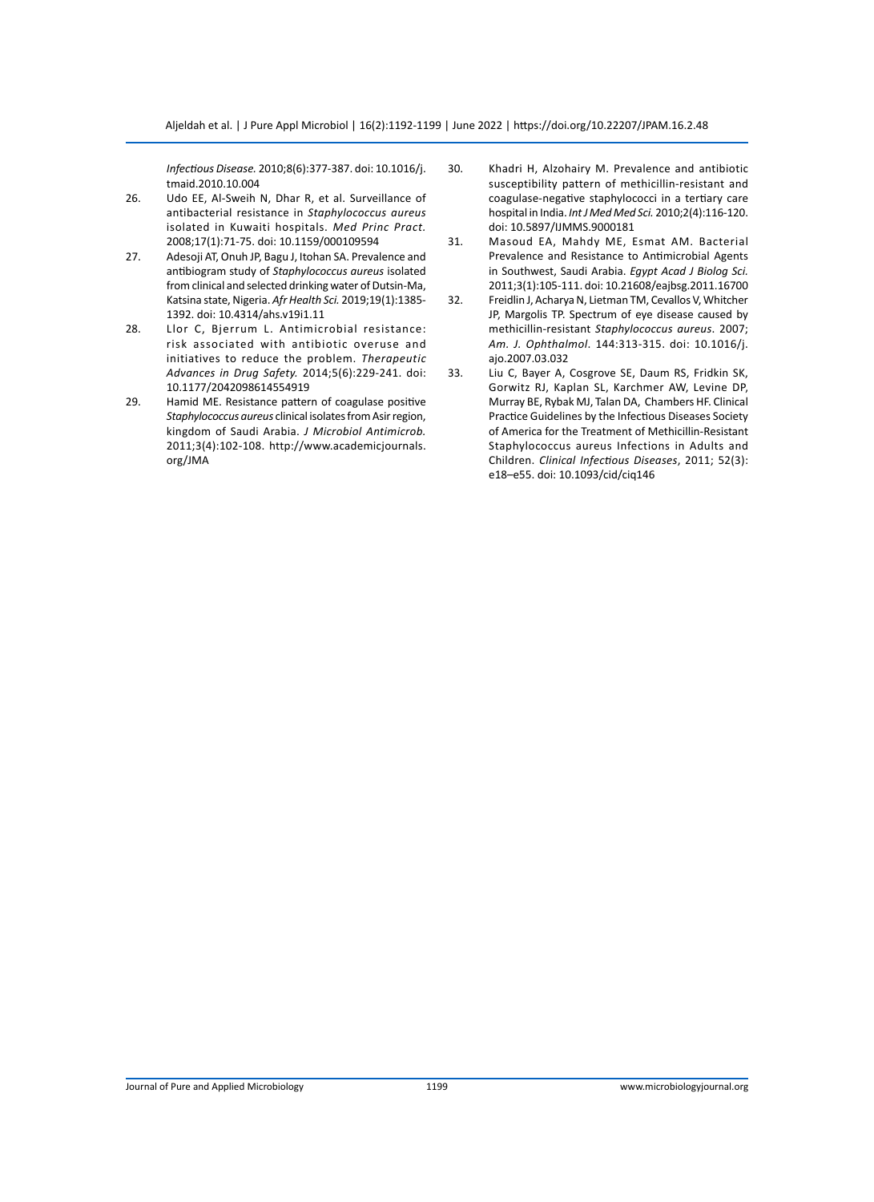*Infectious Disease*. 2010;8(6):377-387. doi: 10.1016/j.tmaid.2010.10.004

26. Udo EE, Al-Sweih N, Dhar R, et al. Surveillance of antibacterial resistance in *Staphylococcus aureus* isolated in Kuwaiti hospitals. *Med Princ Pract.* 2008;17(1):71-75. doi: 10.1159/000109594
27. Adesoji AT, Onuh JP, Bagu J, Itohan SA. Prevalence and antibiogram study of *Staphylococcus aureus* isolated from clinical and selected drinking water of Dutsin-Ma, Katsina state, Nigeria. *Afr Health Sci.* 2019;19(1):1385-1392. doi: 10.4314/ahs.v19i1.11
28. Llor C, Bjerrum L. Antimicrobial resistance: risk associated with antibiotic overuse and initiatives to reduce the problem. *Therapeutic Advances in Drug Safety.* 2014;5(6):229-241. doi: 10.1177/2042098614554919
29. Hamid ME. Resistance pattern of coagulase positive *Staphylococcus aureus* clinical isolates from Asir region, kingdom of Saudi Arabia. *J Microbiol Antimicrob.* 2011;3(4):102-108. http://www.academicjournals.org/JMA
30. Khadri H, Alzohairy M. Prevalence and antibiotic susceptibility pattern of methicillin-resistant and coagulase-negative staphylococci in a tertiary care hospital in India. *Int J Med Med Sci.* 2010;2(4):116-120. doi: 10.5897/IJMMS.9000181
31. Masoud EA, Mahdy ME, Esmat AM. Bacterial Prevalence and Resistance to Antimicrobial Agents in Southwest, Saudi Arabia. *Egypt Acad J Biolog Sci.* 2011;3(1):105-111. doi: 10.21608/eajbsg.2011.16700
32. Freidlin J, Acharya N, Lietman TM, Cevallos V, Whitcher JP, Margolis TP. Spectrum of eye disease caused by methicillin-resistant *Staphylococcus aureus*. 2007; *Am. J. Ophthalmol*. 144:313-315. doi: 10.1016/j.ajo.2007.03.032
33. Liu C, Bayer A, Cosgrove SE, Daum RS, Fridkin SK, Gorwitz RJ, Kaplan SL, Karchmer AW, Levine DP, Murray BE, Rybak MJ, Talan DA, Chambers HF. Clinical Practice Guidelines by the Infectious Diseases Society of America for the Treatment of Methicillin-Resistant Staphylococcus aureus Infections in Adults and Children. *Clinical Infectious Diseases*, 2011; 52(3): e18–e55. doi: 10.1093/cid/ciq146